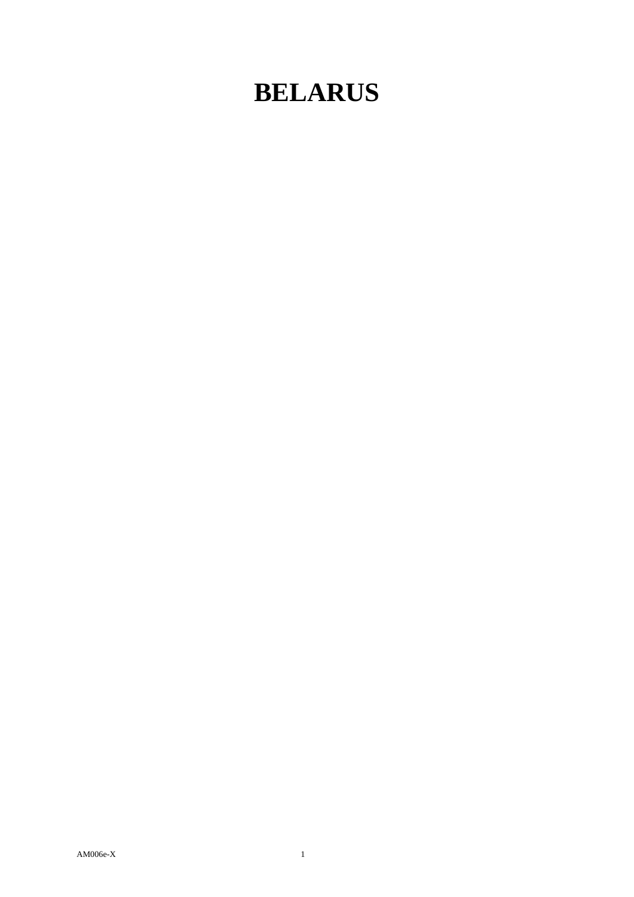# BELARUS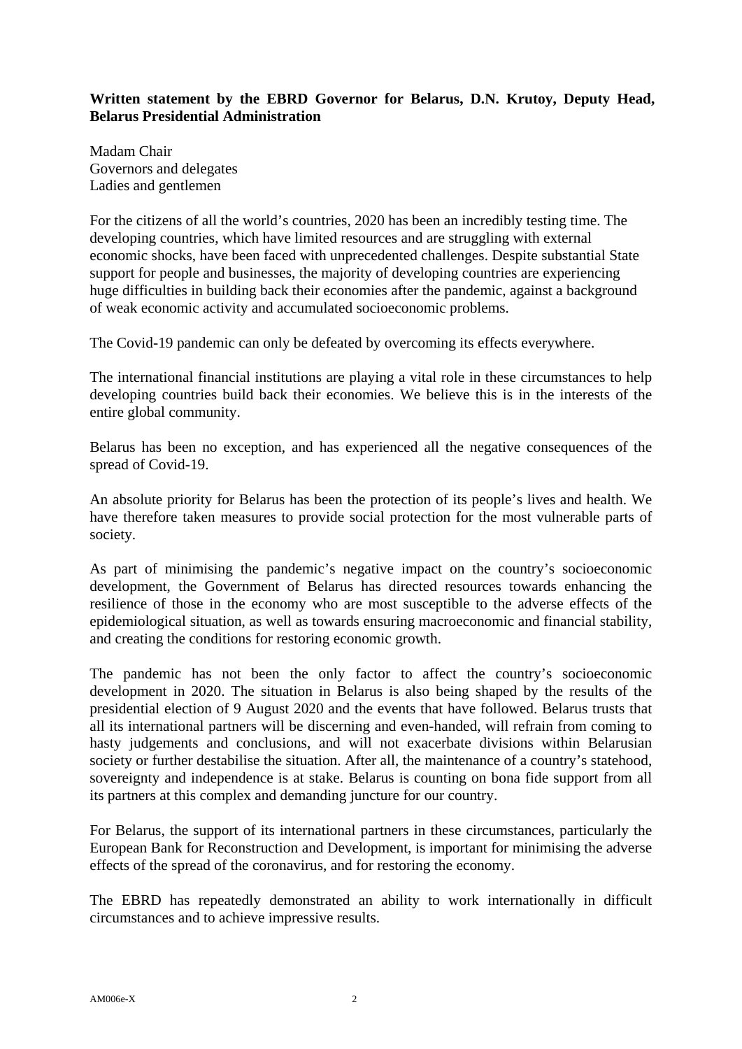**Written statement by the EBRD Governor for Belarus, D.N. Krutoy, Deputy Head, Belarus Presidential Administration**

Madam Chair
Governors and delegates
Ladies and gentlemen

For the citizens of all the world's countries, 2020 has been an incredibly testing time. The developing countries, which have limited resources and are struggling with external economic shocks, have been faced with unprecedented challenges. Despite substantial State support for people and businesses, the majority of developing countries are experiencing huge difficulties in building back their economies after the pandemic, against a background of weak economic activity and accumulated socioeconomic problems.

The Covid-19 pandemic can only be defeated by overcoming its effects everywhere.

The international financial institutions are playing a vital role in these circumstances to help developing countries build back their economies. We believe this is in the interests of the entire global community.

Belarus has been no exception, and has experienced all the negative consequences of the spread of Covid-19.

An absolute priority for Belarus has been the protection of its people's lives and health. We have therefore taken measures to provide social protection for the most vulnerable parts of society.

As part of minimising the pandemic's negative impact on the country's socioeconomic development, the Government of Belarus has directed resources towards enhancing the resilience of those in the economy who are most susceptible to the adverse effects of the epidemiological situation, as well as towards ensuring macroeconomic and financial stability, and creating the conditions for restoring economic growth.

The pandemic has not been the only factor to affect the country's socioeconomic development in 2020. The situation in Belarus is also being shaped by the results of the presidential election of 9 August 2020 and the events that have followed. Belarus trusts that all its international partners will be discerning and even-handed, will refrain from coming to hasty judgements and conclusions, and will not exacerbate divisions within Belarusian society or further destabilise the situation. After all, the maintenance of a country's statehood, sovereignty and independence is at stake. Belarus is counting on bona fide support from all its partners at this complex and demanding juncture for our country.

For Belarus, the support of its international partners in these circumstances, particularly the European Bank for Reconstruction and Development, is important for minimising the adverse effects of the spread of the coronavirus, and for restoring the economy.

The EBRD has repeatedly demonstrated an ability to work internationally in difficult circumstances and to achieve impressive results.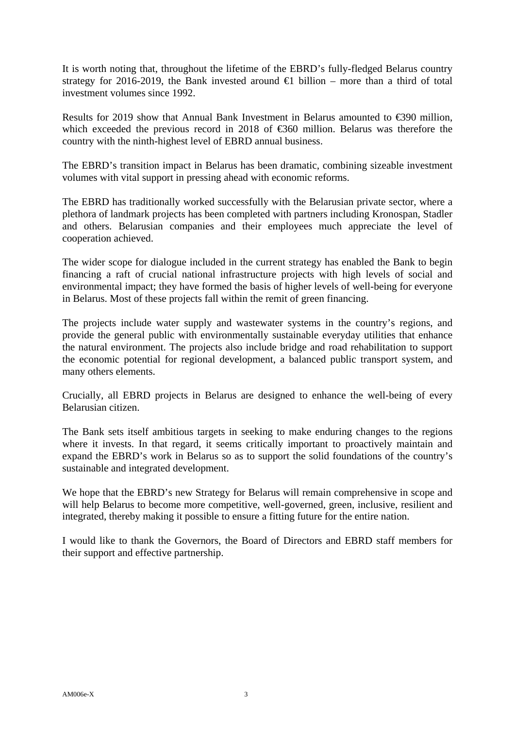It is worth noting that, throughout the lifetime of the EBRD's fully-fledged Belarus country strategy for 2016-2019, the Bank invested around €1 billion – more than a third of total investment volumes since 1992.

Results for 2019 show that Annual Bank Investment in Belarus amounted to €390 million, which exceeded the previous record in 2018 of €360 million. Belarus was therefore the country with the ninth-highest level of EBRD annual business.

The EBRD's transition impact in Belarus has been dramatic, combining sizeable investment volumes with vital support in pressing ahead with economic reforms.

The EBRD has traditionally worked successfully with the Belarusian private sector, where a plethora of landmark projects has been completed with partners including Kronospan, Stadler and others. Belarusian companies and their employees much appreciate the level of cooperation achieved.

The wider scope for dialogue included in the current strategy has enabled the Bank to begin financing a raft of crucial national infrastructure projects with high levels of social and environmental impact; they have formed the basis of higher levels of well-being for everyone in Belarus. Most of these projects fall within the remit of green financing.

The projects include water supply and wastewater systems in the country's regions, and provide the general public with environmentally sustainable everyday utilities that enhance the natural environment. The projects also include bridge and road rehabilitation to support the economic potential for regional development, a balanced public transport system, and many others elements.

Crucially, all EBRD projects in Belarus are designed to enhance the well-being of every Belarusian citizen.

The Bank sets itself ambitious targets in seeking to make enduring changes to the regions where it invests. In that regard, it seems critically important to proactively maintain and expand the EBRD's work in Belarus so as to support the solid foundations of the country's sustainable and integrated development.

We hope that the EBRD's new Strategy for Belarus will remain comprehensive in scope and will help Belarus to become more competitive, well-governed, green, inclusive, resilient and integrated, thereby making it possible to ensure a fitting future for the entire nation.

I would like to thank the Governors, the Board of Directors and EBRD staff members for their support and effective partnership.